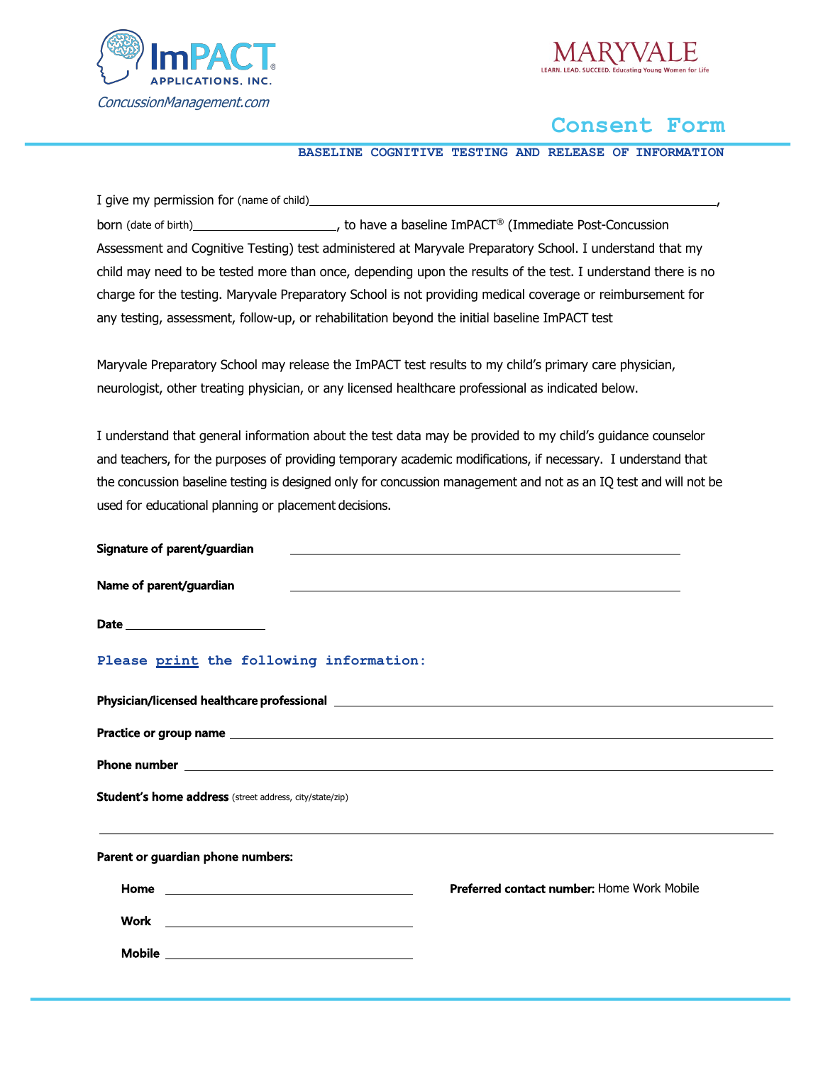ImPACT® APPLICATIONS, INC.

ConcussionManagement.com

MARYVALE

LEARN. LEAD. SUCCEED. Educating Young Women for Life

# Consent Form

**BASELINE COGNITIVE TESTING AND RELEASE OF INFORMATION**

I give my permission for (name of child)\_\_\_\_\_\_\_\_\_\_\_\_\_\_\_\_\_\_\_\_\_\_\_\_\_\_\_\_\_\_\_\_\_\_\_\_\_\_\_\_\_\_\_\_\_\_\_\_,
born (date of birth)\_\_\_\_\_\_\_\_\_\_\_\_\_\_\_\_\_\_\_\_, to have a baseline ImPACT® (Immediate Post-Concussion Assessment and Cognitive Testing) test administered at Maryvale Preparatory School. I understand that my child may need to be tested more than once, depending upon the results of the test. I understand there is no charge for the testing. Maryvale Preparatory School is not providing medical coverage or reimbursement for any testing, assessment, follow-up, or rehabilitation beyond the initial baseline ImPACT test

Maryvale Preparatory School may release the ImPACT test results to my child's primary care physician, neurologist, other treating physician, or any licensed healthcare professional as indicated below.

I understand that general information about the test data may be provided to my child's guidance counselor and teachers, for the purposes of providing temporary academic modifications, if necessary. I understand that the concussion baseline testing is designed only for concussion management and not as an IQ test and will not be used for educational planning or placement decisions.

**Signature of parent/guardian** \_\_\_\_\_\_\_\_\_\_\_\_\_\_\_\_\_\_\_\_\_\_\_\_\_\_\_\_\_\_\_\_\_\_\_\_\_\_\_\_

**Name of parent/guardian** \_\_\_\_\_\_\_\_\_\_\_\_\_\_\_\_\_\_\_\_\_\_\_\_\_\_\_\_\_\_\_\_\_\_\_\_\_\_\_\_

**Date** \_\_\_\_\_\_\_\_\_\_\_\_\_\_\_\_\_\_\_\_

**Please print the following information:**

**Physician/licensed healthcare professional** \_\_\_\_\_\_\_\_\_\_\_\_\_\_\_\_\_\_\_\_\_\_\_\_\_\_\_\_\_\_\_\_\_\_\_\_\_\_\_\_

**Practice or group name** \_\_\_\_\_\_\_\_\_\_\_\_\_\_\_\_\_\_\_\_\_\_\_\_\_\_\_\_\_\_\_\_\_\_\_\_\_\_\_\_

**Phone number** \_\_\_\_\_\_\_\_\_\_\_\_\_\_\_\_\_\_\_\_\_\_\_\_\_\_\_\_\_\_\_\_\_\_\_\_\_\_\_\_

**Student's home address** (street address, city/state/zip)

\_\_\_\_\_\_\_\_\_\_\_\_\_\_\_\_\_\_\_\_\_\_\_\_\_\_\_\_\_\_\_\_\_\_\_\_\_\_\_\_\_\_\_\_\_\_\_\_\_\_\_\_\_\_\_\_\_\_\_\_

**Parent or guardian phone numbers:**

**Home** \_\_\_\_\_\_\_\_\_\_\_\_\_\_\_\_\_\_\_\_\_\_\_\_\_\_\_\_

**Work** \_\_\_\_\_\_\_\_\_\_\_\_\_\_\_\_\_\_\_\_\_\_\_\_\_\_\_\_

**Mobile** \_\_\_\_\_\_\_\_\_\_\_\_\_\_\_\_\_\_\_\_\_\_\_\_\_\_\_\_

**Preferred contact number:** Home Work Mobile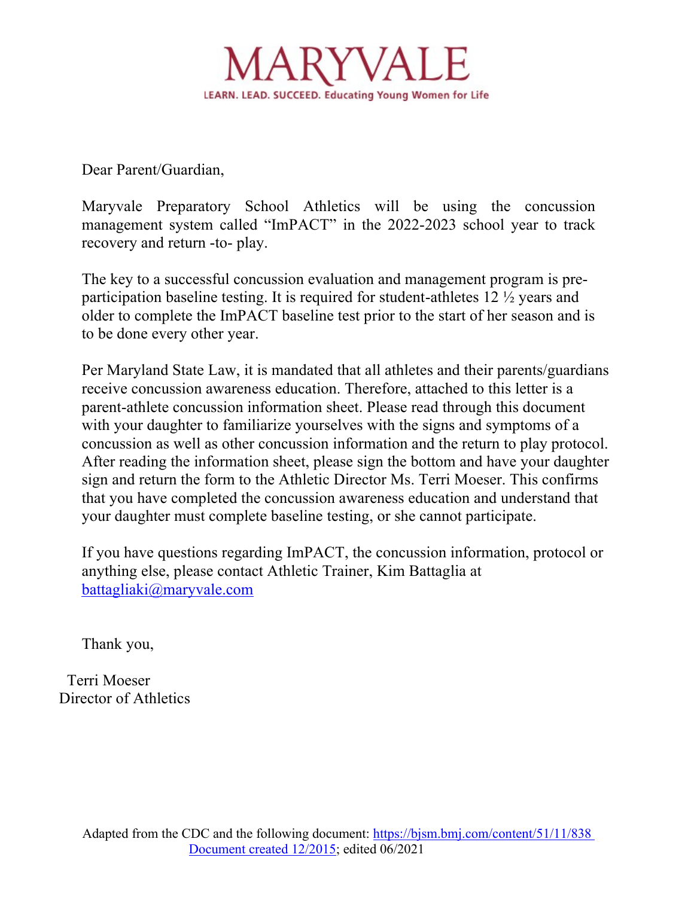# MARYVALE

LEARN. LEAD. SUCCEED. Educating Young Women for Life

Dear Parent/Guardian,

Maryvale Preparatory School Athletics will be using the concussion management system called "ImPACT" in the 2022-2023 school year to track recovery and return -to- play.

The key to a successful concussion evaluation and management program is pre-participation baseline testing. It is required for student-athletes 12 ½ years and older to complete the ImPACT baseline test prior to the start of her season and is to be done every other year.

Per Maryland State Law, it is mandated that all athletes and their parents/guardians receive concussion awareness education. Therefore, attached to this letter is a parent-athlete concussion information sheet. Please read through this document with your daughter to familiarize yourselves with the signs and symptoms of a concussion as well as other concussion information and the return to play protocol. After reading the information sheet, please sign the bottom and have your daughter sign and return the form to the Athletic Director Ms. Terri Moeser. This confirms that you have completed the concussion awareness education and understand that your daughter must complete baseline testing, or she cannot participate.

If you have questions regarding ImPACT, the concussion information, protocol or anything else, please contact Athletic Trainer, Kim Battaglia at battagliaki@maryvale.com

Thank you,

Terri Moeser
Director of Athletics

Adapted from the CDC and the following document: https://bjsm.bmj.com/content/51/11/838
Document created 12/2015; edited 06/2021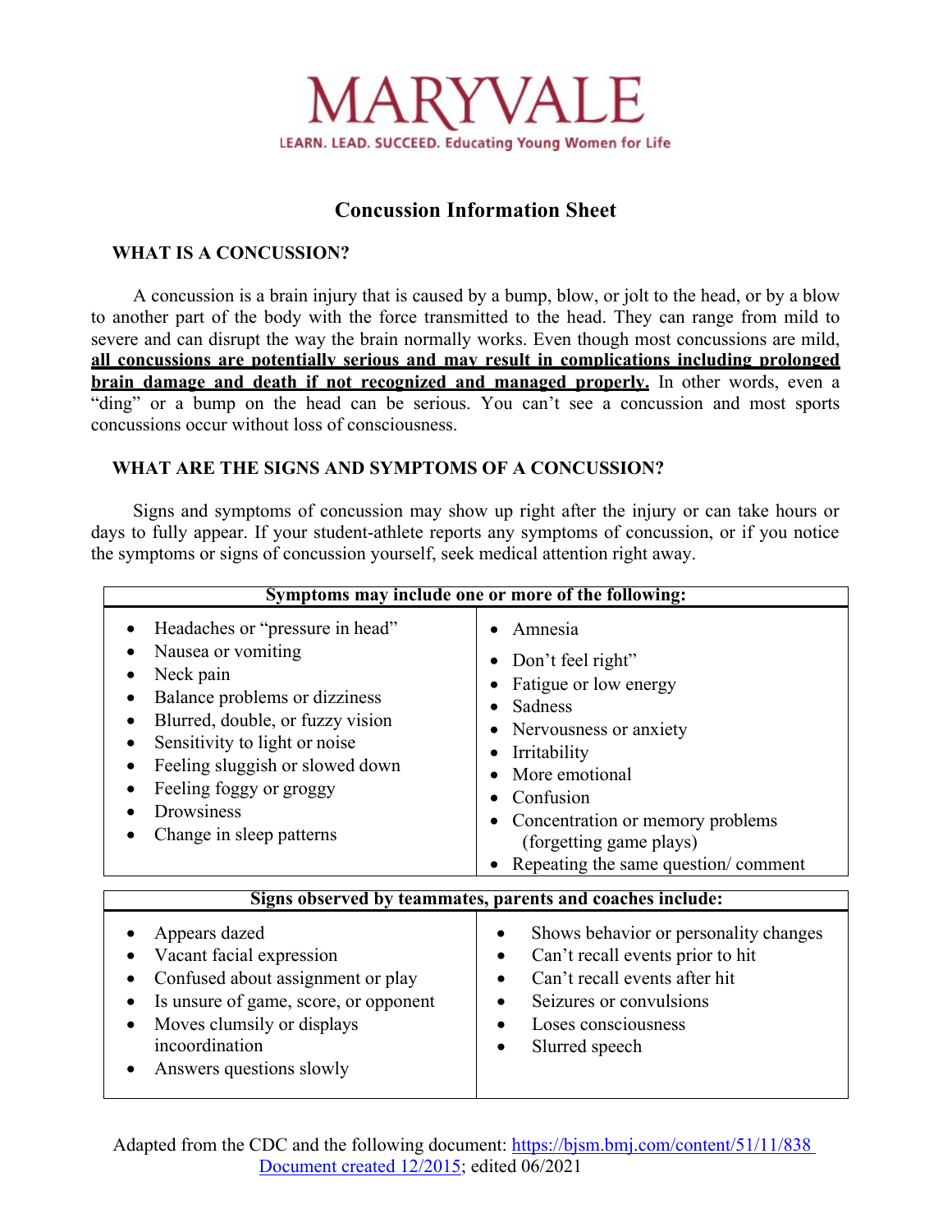# MARYVALE

LEARN. LEAD. SUCCEED. Educating Young Women for Life

## Concussion Information Sheet

### WHAT IS A CONCUSSION?

A concussion is a brain injury that is caused by a bump, blow, or jolt to the head, or by a blow to another part of the body with the force transmitted to the head. They can range from mild to severe and can disrupt the way the brain normally works. Even though most concussions are mild, **all concussions are potentially serious and may result in complications including prolonged brain damage and death if not recognized and managed properly.** In other words, even a "ding" or a bump on the head can be serious. You can't see a concussion and most sports concussions occur without loss of consciousness.

### WHAT ARE THE SIGNS AND SYMPTOMS OF A CONCUSSION?

Signs and symptoms of concussion may show up right after the injury or can take hours or days to fully appear. If your student-athlete reports any symptoms of concussion, or if you notice the symptoms or signs of concussion yourself, seek medical attention right away.

**Symptoms may include one or more of the following:**

- Headaches or "pressure in head"
- Nausea or vomiting
- Neck pain
- Balance problems or dizziness
- Blurred, double, or fuzzy vision
- Sensitivity to light or noise
- Feeling sluggish or slowed down
- Feeling foggy or groggy
- Drowsiness
- Change in sleep patterns
- Amnesia
- Don't feel right"
- Fatigue or low energy
- Sadness
- Nervousness or anxiety
- Irritability
- More emotional
- Confusion
- Concentration or memory problems (forgetting game plays)
- Repeating the same question/ comment

**Signs observed by teammates, parents and coaches include:**

- Appears dazed
- Vacant facial expression
- Confused about assignment or play
- Is unsure of game, score, or opponent
- Moves clumsily or displays incoordination
- Answers questions slowly
- Shows behavior or personality changes
- Can't recall events prior to hit
- Can't recall events after hit
- Seizures or convulsions
- Loses consciousness
- Slurred speech

Adapted from the CDC and the following document: https://bjsm.bmj.com/content/51/11/838
Document created 12/2015; edited 06/2021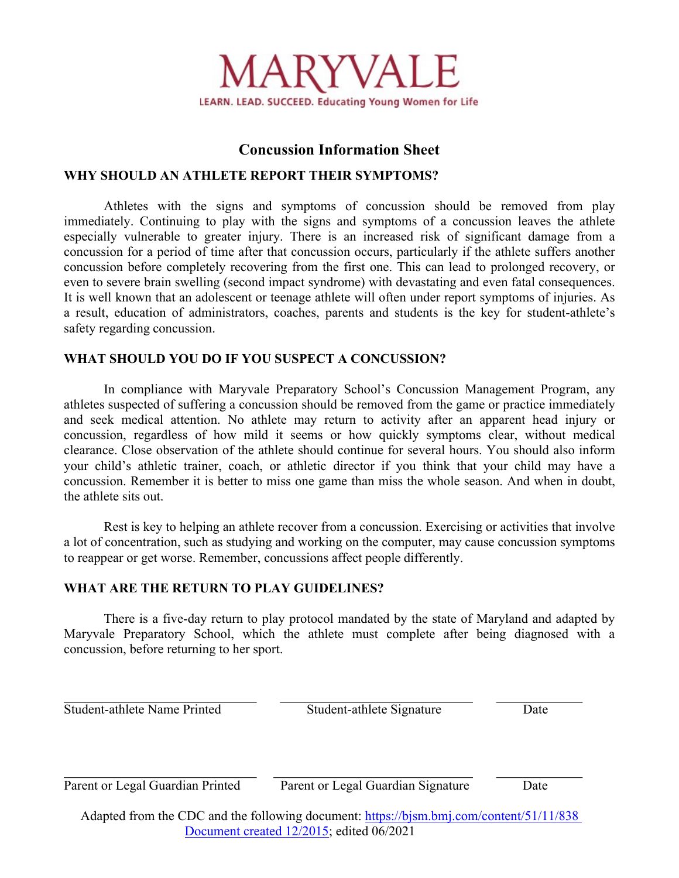MARYVALE

LEARN. LEAD. SUCCEED. Educating Young Women for Life

# Concussion Information Sheet

## WHY SHOULD AN ATHLETE REPORT THEIR SYMPTOMS?

Athletes with the signs and symptoms of concussion should be removed from play immediately. Continuing to play with the signs and symptoms of a concussion leaves the athlete especially vulnerable to greater injury. There is an increased risk of significant damage from a concussion for a period of time after that concussion occurs, particularly if the athlete suffers another concussion before completely recovering from the first one. This can lead to prolonged recovery, or even to severe brain swelling (second impact syndrome) with devastating and even fatal consequences. It is well known that an adolescent or teenage athlete will often under report symptoms of injuries. As a result, education of administrators, coaches, parents and students is the key for student-athlete's safety regarding concussion.

## WHAT SHOULD YOU DO IF YOU SUSPECT A CONCUSSION?

In compliance with Maryvale Preparatory School's Concussion Management Program, any athletes suspected of suffering a concussion should be removed from the game or practice immediately and seek medical attention. No athlete may return to activity after an apparent head injury or concussion, regardless of how mild it seems or how quickly symptoms clear, without medical clearance. Close observation of the athlete should continue for several hours. You should also inform your child's athletic trainer, coach, or athletic director if you think that your child may have a concussion. Remember it is better to miss one game than miss the whole season. And when in doubt, the athlete sits out.

Rest is key to helping an athlete recover from a concussion. Exercising or activities that involve a lot of concentration, such as studying and working on the computer, may cause concussion symptoms to reappear or get worse. Remember, concussions affect people differently.

## WHAT ARE THE RETURN TO PLAY GUIDELINES?

There is a five-day return to play protocol mandated by the state of Maryland and adapted by Maryvale Preparatory School, which the athlete must complete after being diagnosed with a concussion, before returning to her sport.

\_\_\_\_\_\_\_\_\_\_\_\_\_\_\_\_\_\_\_\_\_\_\_\_\_\_\_\_ \_\_\_\_\_\_\_\_\_\_\_\_\_\_\_\_\_\_\_\_\_\_\_\_\_\_\_\_ \_\_\_\_\_\_\_\_\_\_\_\_

Student-athlete Name Printed    Student-athlete Signature    Date

\_\_\_\_\_\_\_\_\_\_\_\_\_\_\_\_\_\_\_\_\_\_\_\_\_\_\_\_ \_\_\_\_\_\_\_\_\_\_\_\_\_\_\_\_\_\_\_\_\_\_\_\_\_\_\_\_ \_\_\_\_\_\_\_\_\_\_\_\_

Parent or Legal Guardian Printed    Parent or Legal Guardian Signature    Date

Adapted from the CDC and the following document: https://bjsm.bmj.com/content/51/11/838
Document created 12/2015; edited 06/2021